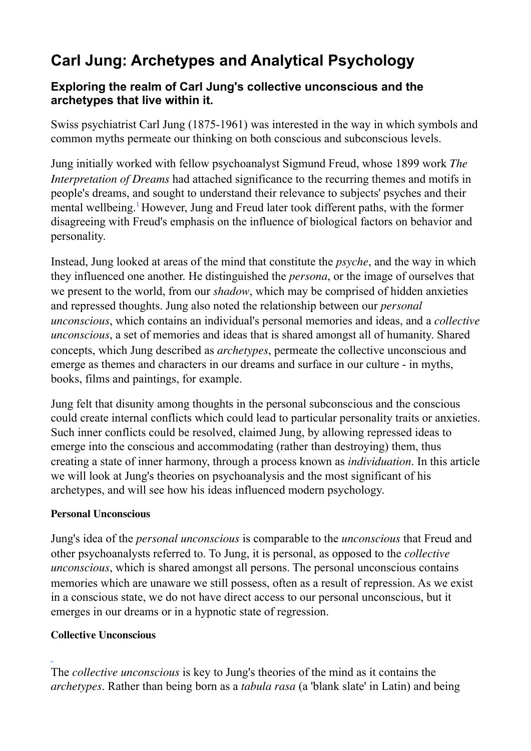# Carl Jung: Archetypes and Analytical Psychology

## Exploring the realm of Carl Jung's collective unconscious and the archetypes that live within it.

Swiss psychiatrist Carl Jung (1875-1961) was interested in the way in which symbols and common myths permeate our thinking on both conscious and subconscious levels.

Jung initially worked with fellow psychoanalyst Sigmund Freud, whose 1899 work *The Interpretation of Dreams* had attached significance to the recurring themes and motifs in people's dreams, and sought to understand their relevance to subjects' psyches and their mental wellbeing.[1] However, Jung and Freud later took different paths, with the former disagreeing with Freud's emphasis on the influence of biological factors on behavior and personality.

Instead, Jung looked at areas of the mind that constitute the *psyche*, and the way in which they influenced one another. He distinguished the *persona*, or the image of ourselves that we present to the world, from our *shadow*, which may be comprised of hidden anxieties and repressed thoughts. Jung also noted the relationship between our *personal unconscious*, which contains an individual's personal memories and ideas, and a *collective unconscious*, a set of memories and ideas that is shared amongst all of humanity. Shared concepts, which Jung described as *archetypes*, permeate the collective unconscious and emerge as themes and characters in our dreams and surface in our culture - in myths, books, films and paintings, for example.

Jung felt that disunity among thoughts in the personal subconscious and the conscious could create internal conflicts which could lead to particular personality traits or anxieties. Such inner conflicts could be resolved, claimed Jung, by allowing repressed ideas to emerge into the conscious and accommodating (rather than destroying) them, thus creating a state of inner harmony, through a process known as *individuation*. In this article we will look at Jung's theories on psychoanalysis and the most significant of his archetypes, and will see how his ideas influenced modern psychology.

**Personal Unconscious**

Jung's idea of the *personal unconscious* is comparable to the *unconscious* that Freud and other psychoanalysts referred to. To Jung, it is personal, as opposed to the *collective unconscious*, which is shared amongst all persons. The personal unconscious contains memories which are unaware we still possess, often as a result of repression. As we exist in a conscious state, we do not have direct access to our personal unconscious, but it emerges in our dreams or in a hypnotic state of regression.

**Collective Unconscious**

The *collective unconscious* is key to Jung's theories of the mind as it contains the *archetypes*. Rather than being born as a *tabula rasa* (a 'blank slate' in Latin) and being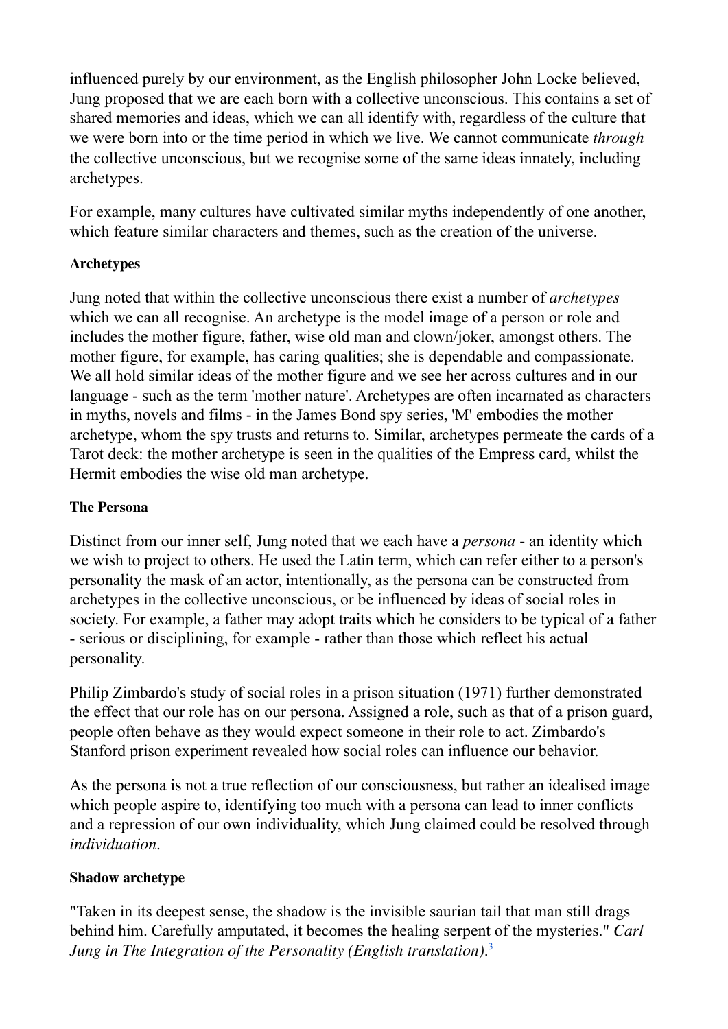influenced purely by our environment, as the English philosopher John Locke believed, Jung proposed that we are each born with a collective unconscious. This contains a set of shared memories and ideas, which we can all identify with, regardless of the culture that we were born into or the time period in which we live. We cannot communicate *through* the collective unconscious, but we recognise some of the same ideas innately, including archetypes.

For example, many cultures have cultivated similar myths independently of one another, which feature similar characters and themes, such as the creation of the universe.

**Archetypes**

Jung noted that within the collective unconscious there exist a number of *archetypes* which we can all recognise. An archetype is the model image of a person or role and includes the mother figure, father, wise old man and clown/joker, amongst others. The mother figure, for example, has caring qualities; she is dependable and compassionate. We all hold similar ideas of the mother figure and we see her across cultures and in our language - such as the term 'mother nature'. Archetypes are often incarnated as characters in myths, novels and films - in the James Bond spy series, 'M' embodies the mother archetype, whom the spy trusts and returns to. Similar, archetypes permeate the cards of a Tarot deck: the mother archetype is seen in the qualities of the Empress card, whilst the Hermit embodies the wise old man archetype.

**The Persona**

Distinct from our inner self, Jung noted that we each have a *persona* - an identity which we wish to project to others. He used the Latin term, which can refer either to a person's personality the mask of an actor, intentionally, as the persona can be constructed from archetypes in the collective unconscious, or be influenced by ideas of social roles in society. For example, a father may adopt traits which he considers to be typical of a father - serious or disciplining, for example - rather than those which reflect his actual personality.

Philip Zimbardo's study of social roles in a prison situation (1971) further demonstrated the effect that our role has on our persona. Assigned a role, such as that of a prison guard, people often behave as they would expect someone in their role to act. Zimbardo's Stanford prison experiment revealed how social roles can influence our behavior.

As the persona is not a true reflection of our consciousness, but rather an idealised image which people aspire to, identifying too much with a persona can lead to inner conflicts and a repression of our own individuality, which Jung claimed could be resolved through *individuation*.

**Shadow archetype**

"Taken in its deepest sense, the shadow is the invisible saurian tail that man still drags behind him. Carefully amputated, it becomes the healing serpent of the mysteries." *Carl Jung in The Integration of the Personality (English translation)*.[3]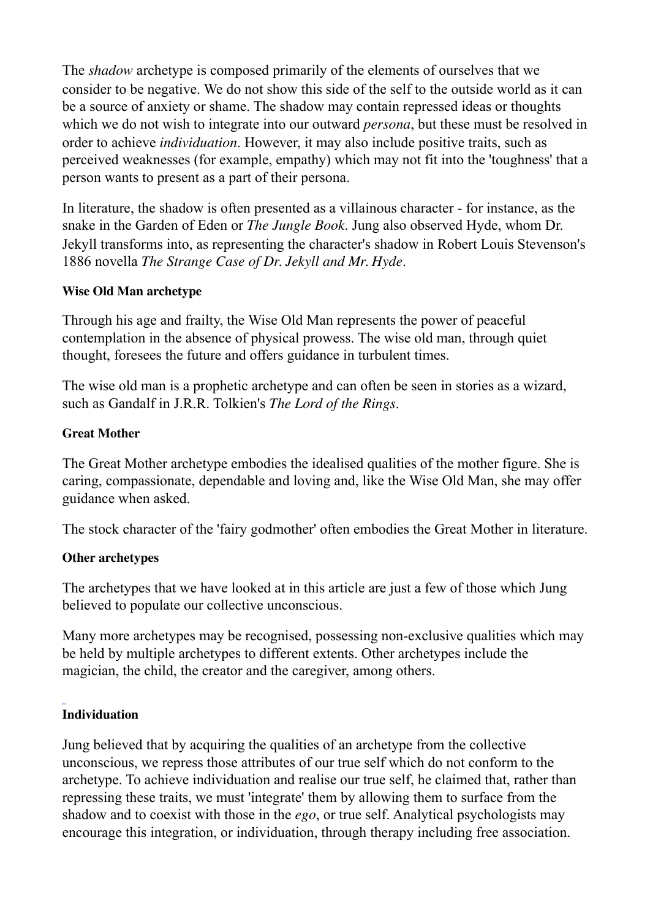The *shadow* archetype is composed primarily of the elements of ourselves that we consider to be negative. We do not show this side of the self to the outside world as it can be a source of anxiety or shame. The shadow may contain repressed ideas or thoughts which we do not wish to integrate into our outward *persona*, but these must be resolved in order to achieve *individuation*. However, it may also include positive traits, such as perceived weaknesses (for example, empathy) which may not fit into the 'toughness' that a person wants to present as a part of their persona.

In literature, the shadow is often presented as a villainous character - for instance, as the snake in the Garden of Eden or *The Jungle Book*. Jung also observed Hyde, whom Dr. Jekyll transforms into, as representing the character's shadow in Robert Louis Stevenson's 1886 novella *The Strange Case of Dr. Jekyll and Mr. Hyde*.

**Wise Old Man archetype**

Through his age and frailty, the Wise Old Man represents the power of peaceful contemplation in the absence of physical prowess. The wise old man, through quiet thought, foresees the future and offers guidance in turbulent times.

The wise old man is a prophetic archetype and can often be seen in stories as a wizard, such as Gandalf in J.R.R. Tolkien's *The Lord of the Rings*.

**Great Mother**

The Great Mother archetype embodies the idealised qualities of the mother figure. She is caring, compassionate, dependable and loving and, like the Wise Old Man, she may offer guidance when asked.

The stock character of the 'fairy godmother' often embodies the Great Mother in literature.

**Other archetypes**

The archetypes that we have looked at in this article are just a few of those which Jung believed to populate our collective unconscious.

Many more archetypes may be recognised, possessing non-exclusive qualities which may be held by multiple archetypes to different extents. Other archetypes include the magician, the child, the creator and the caregiver, among others.

**Individuation**

Jung believed that by acquiring the qualities of an archetype from the collective unconscious, we repress those attributes of our true self which do not conform to the archetype. To achieve individuation and realise our true self, he claimed that, rather than repressing these traits, we must 'integrate' them by allowing them to surface from the shadow and to coexist with those in the *ego*, or true self. Analytical psychologists may encourage this integration, or individuation, through therapy including free association.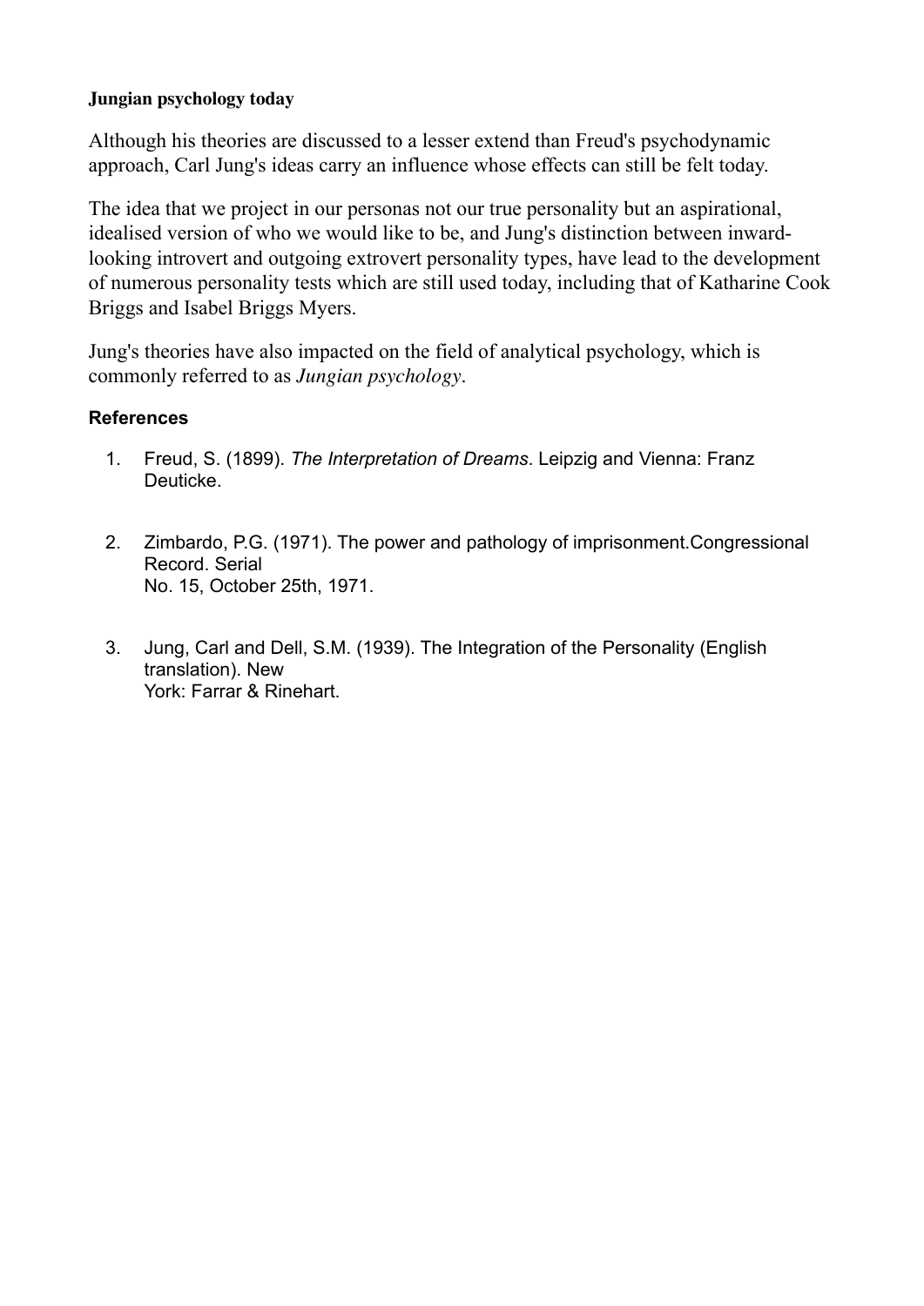**Jungian psychology today**

Although his theories are discussed to a lesser extend than Freud's psychodynamic approach, Carl Jung's ideas carry an influence whose effects can still be felt today.

The idea that we project in our personas not our true personality but an aspirational, idealised version of who we would like to be, and Jung's distinction between inward-looking introvert and outgoing extrovert personality types, have lead to the development of numerous personality tests which are still used today, including that of Katharine Cook Briggs and Isabel Briggs Myers.

Jung's theories have also impacted on the field of analytical psychology, which is commonly referred to as *Jungian psychology*.

### References

1. Freud, S. (1899). *The Interpretation of Dreams*. Leipzig and Vienna: Franz Deuticke.

2. Zimbardo, P.G. (1971). The power and pathology of imprisonment.Congressional Record. Serial No. 15, October 25th, 1971.

3. Jung, Carl and Dell, S.M. (1939). The Integration of the Personality (English translation). New York: Farrar & Rinehart.